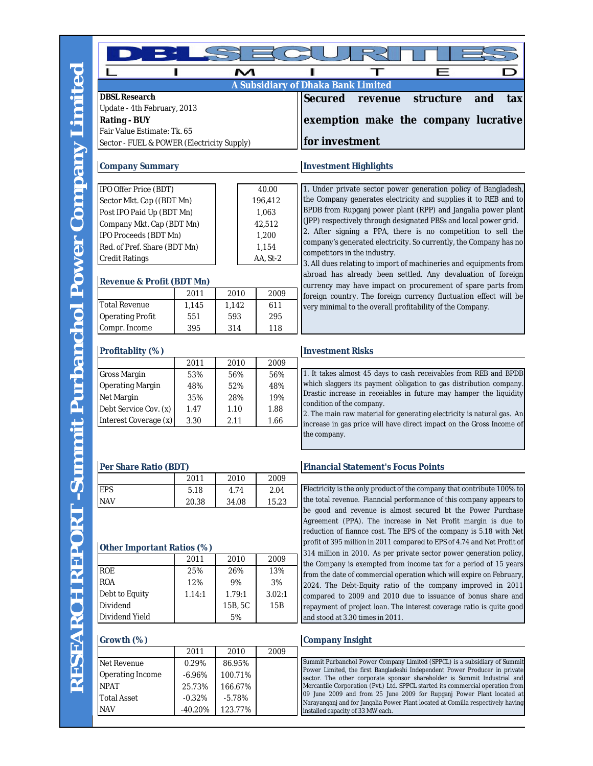# RESEARCH REPORT -Summit Purbanchol Power Company Limited

**DBL SECURITIES LIMITED**

A Subsidiary of Dhaka Bank Limited

**DBSL Research**
Update - 4th February, 2013
**Rating - BUY**
Fair Value Estimate: Tk. 65
Sector - FUEL & POWER (Electricity Supply)

## Secured revenue structure and tax exemption make the company lucrative for investment

### Company Summary

| | |
|---|---|
| IPO Offer Price (BDT) | 40.00 |
| Sector Mkt. Cap ((BDT Mn) | 196,412 |
| Post IPO Paid Up (BDT Mn) | 1,063 |
| Company Mkt. Cap (BDT Mn) | 42,512 |
| IPO Proceeds (BDT Mn) | 1,200 |
| Red. of Pref. Share (BDT Mn) | 1,154 |
| Credit Ratings | AA, St-2 |

### Revenue & Profit (BDT Mn)

| | 2011 | 2010 | 2009 |
|---|---|---|---|
| Total Revenue | 1,145 | 1,142 | 611 |
| Operating Profit | 551 | 593 | 295 |
| Compr. Income | 395 | 314 | 118 |

### Profitablity (%)

| | 2011 | 2010 | 2009 |
|---|---|---|---|
| Gross Margin | 53% | 56% | 56% |
| Operating Margin | 48% | 52% | 48% |
| Net Margin | 35% | 28% | 19% |
| Debt Service Cov. (x) | 1.47 | 1.10 | 1.88 |
| Interest Coverage (x) | 3.30 | 2.11 | 1.66 |

### Per Share Ratio (BDT)

| | 2011 | 2010 | 2009 |
|---|---|---|---|
| EPS | 5.18 | 4.74 | 2.04 |
| NAV | 20.38 | 34.08 | 15.23 |

### Other Important Ratios (%)

| | 2011 | 2010 | 2009 |
|---|---|---|---|
| ROE | 25% | 26% | 13% |
| ROA | 12% | 9% | 3% |
| Debt to Equity | 1.14:1 | 1.79:1 | 3.02:1 |
| Dividend | | 15B, 5C | 15B |
| Dividend Yield | | 5% | |

### Growth (%)

| | 2011 | 2010 | 2009 |
|---|---|---|---|
| Net Revenue | 0.29% | 86.95% | |
| Operating Income | -6.96% | 100.71% | |
| NPAT | 25.73% | 166.67% | |
| Total Asset | -0.32% | -5.78% | |
| NAV | -40.20% | 123.77% | |

### Investment Highlights

1. Under private sector power generation policy of Bangladesh, the Company generates electricity and supplies it to REB and to BPDB from Rupganj power plant (RPP) and Jangalia power plant (JPP) respectively through designated PBSs and local power grid.
2. After signing a PPA, there is no competition to sell the company's generated electricity. So currently, the Company has no competitors in the industry.
3. All dues relating to import of machineries and equipments from abroad has already been settled. Any devaluation of foreign currency may have impact on procurement of spare parts from foreign country. The foreign currency fluctuation effect will be very minimal to the overall profitability of the Company.

### Investment Risks

1. It takes almost 45 days to cash receivables from REB and BPDB which slaggers its payment obligation to gas distribution company. Drastic increase in receiables in future may hamper the liquidity condition of the company.
2. The main raw material for generating electricity is natural gas. An increase in gas price will have direct impact on the Gross Income of the company.

### Financial Statement's Focus Points

Electricity is the only product of the company that contribute 100% to the total revenue. Fianncial performance of this company appears to be good and revenue is almost secured bt the Power Purchase Agreement (PPA). The increase in Net Profit margin is due to reduction of fiannce cost. The EPS of the company is 5.18 with Net profit of 395 million in 2011 compared to EPS of 4.74 and Net Profit of 314 million in 2010. As per private sector power generation policy, the Company is exempted from income tax for a period of 15 years from the date of commercial operation which will expire on February, 2024. The Debt-Equity ratio of the company improved in 2011 compared to 2009 and 2010 due to issuance of bonus share and repayment of project loan. The interest coverage ratio is quite good and stood at 3.30 times in 2011.

### Company Insight

Summit Purbanchol Power Company Limited (SPPCL) is a subsidiary of Summit Power Limited, the first Bangladeshi Independent Power Producer in private sector. The other corporate sponsor shareholder is Summit Industrial and Mercantile Corporation (Pvt.) Ltd. SPPCL started its commercial operation from 09 June 2009 and from 25 June 2009 for Rupganj Power Plant located at Narayanganj and for Jangalia Power Plant located at Comilla respectively having installed capacity of 33 MW each.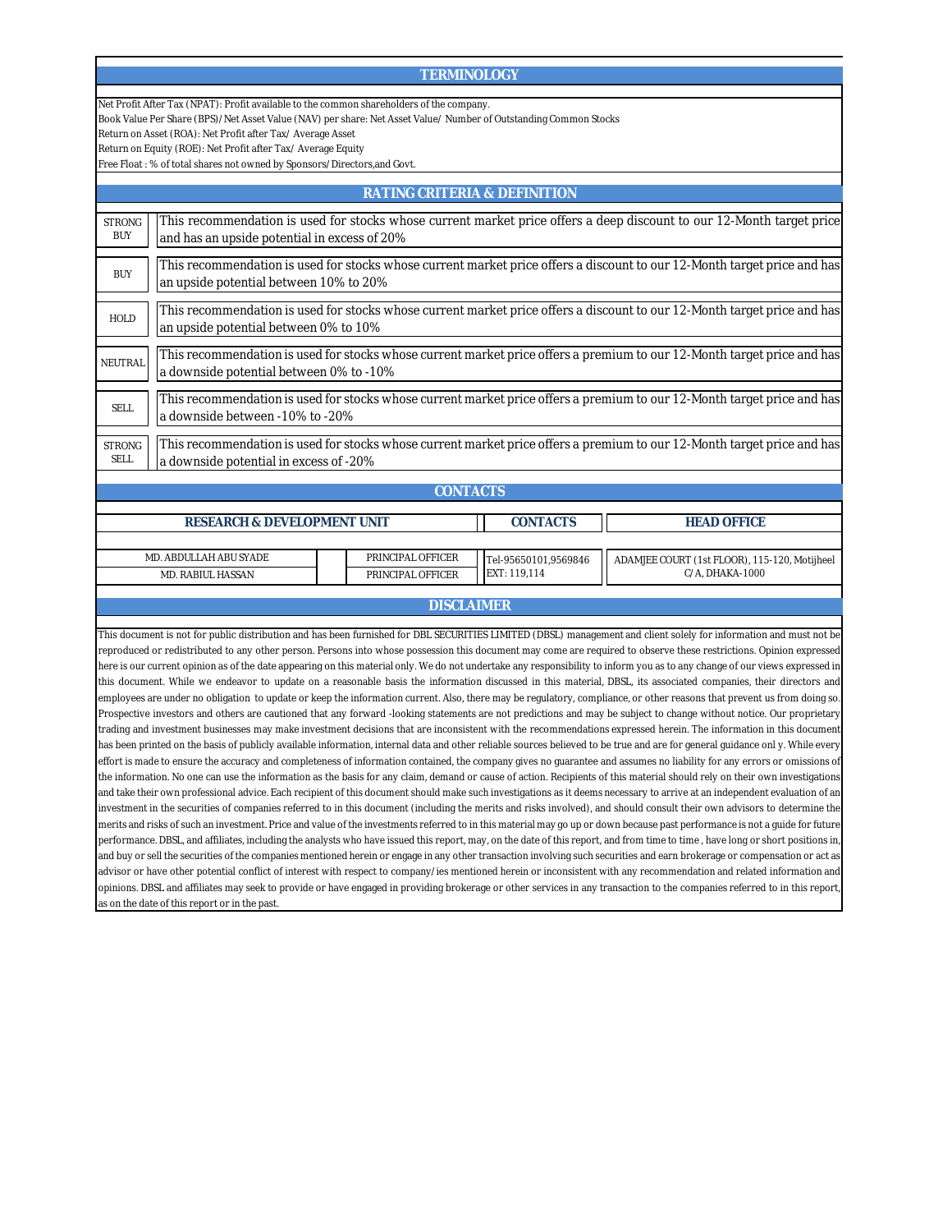## TERMINOLOGY

Net Profit After Tax (NPAT): Profit available to the common shareholders of the company.
Book Value Per Share (BPS)/Net Asset Value (NAV) per share: Net Asset Value/ Number of Outstanding Common Stocks
Return on Asset (ROA): Net Profit after Tax/ Average Asset
Return on Equity (ROE): Net Profit after Tax/ Average Equity
Free Float : % of total shares not owned by Sponsors/Directors,and Govt.

## RATING CRITERIA & DEFINITION

| | |
|---|---|
| STRONG BUY | This recommendation is used for stocks whose current market price offers a deep discount to our 12-Month target price and has an upside potential in excess of 20% |
| BUY | This recommendation is used for stocks whose current market price offers a discount to our 12-Month target price and has an upside potential between 10% to 20% |
| HOLD | This recommendation is used for stocks whose current market price offers a discount to our 12-Month target price and has an upside potential between 0% to 10% |
| NEUTRAL | This recommendation is used for stocks whose current market price offers a premium to our 12-Month target price and has a downside potential between 0% to -10% |
| SELL | This recommendation is used for stocks whose current market price offers a premium to our 12-Month target price and has a downside between -10% to -20% |
| STRONG SELL | This recommendation is used for stocks whose current market price offers a premium to our 12-Month target price and has a downside potential in excess of -20% |

## CONTACTS

| RESEARCH & DEVELOPMENT UNIT | | CONTACTS | HEAD OFFICE |
|---|---|---|---|
| MD. ABDULLAH ABU SYADE | PRINCIPAL OFFICER | Tel-95650101,9569846 EXT: 119,114 | ADAMJEE COURT (1st FLOOR), 115-120, Motijheel C/A, DHAKA-1000 |
| MD. RABIUL HASSAN | PRINCIPAL OFFICER | | |

## DISCLAIMER

This document is not for public distribution and has been furnished for DBL SECURITIES LIMITED (DBSL) management and client solely for information and must not be reproduced or redistributed to any other person. Persons into whose possession this document may come are required to observe these restrictions. Opinion expressed here is our current opinion as of the date appearing on this material only. We do not undertake any responsibility to inform you as to any change of our views expressed in this document. While we endeavor to update on a reasonable basis the information discussed in this material, DBSL, its associated companies, their directors and employees are under no obligation to update or keep the information current. Also, there may be regulatory, compliance, or other reasons that prevent us from doing so. Prospective investors and others are cautioned that any forward -looking statements are not predictions and may be subject to change without notice. Our proprietary trading and investment businesses may make investment decisions that are inconsistent with the recommendations expressed herein. The information in this document has been printed on the basis of publicly available information, internal data and other reliable sources believed to be true and are for general guidance onl y. While every effort is made to ensure the accuracy and completeness of information contained, the company gives no guarantee and assumes no liability for any errors or omissions of the information. No one can use the information as the basis for any claim, demand or cause of action. Recipients of this material should rely on their own investigations and take their own professional advice. Each recipient of this document should make such investigations as it deems necessary to arrive at an independent evaluation of an investment in the securities of companies referred to in this document (including the merits and risks involved), and should consult their own advisors to determine the merits and risks of such an investment. Price and value of the investments referred to in this material may go up or down because past performance is not a guide for future performance. DBSL, and affiliates, including the analysts who have issued this report, may, on the date of this report, and from time to time , have long or short positions in, and buy or sell the securities of the companies mentioned herein or engage in any other transaction involving such securities and earn brokerage or compensation or act as advisor or have other potential conflict of interest with respect to company/ies mentioned herein or inconsistent with any recommendation and related information and opinions. DBSL and affiliates may seek to provide or have engaged in providing brokerage or other services in any transaction to the companies referred to in this report, as on the date of this report or in the past.